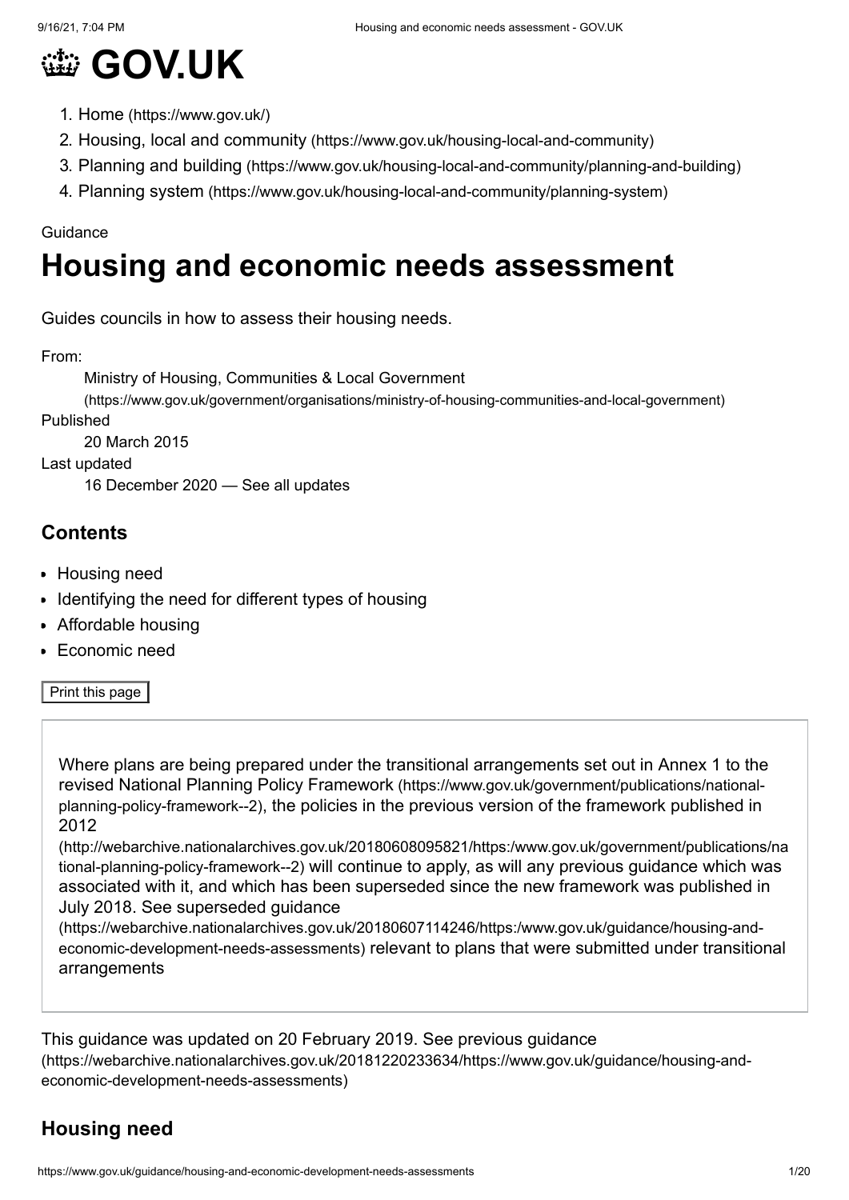# 👑 GOV.UK

1. Home (https://www.gov.uk/)
2. Housing, local and community (https://www.gov.uk/housing-local-and-community)
3. Planning and building (https://www.gov.uk/housing-local-and-community/planning-and-building)
4. Planning system (https://www.gov.uk/housing-local-and-community/planning-system)

Guidance

# Housing and economic needs assessment

Guides councils in how to assess their housing needs.

From:
Ministry of Housing, Communities & Local Government (https://www.gov.uk/government/organisations/ministry-of-housing-communities-and-local-government)

Published
20 March 2015

Last updated
16 December 2020 — See all updates

## Contents

- Housing need
- Identifying the need for different types of housing
- Affordable housing
- Economic need

Print this page

Where plans are being prepared under the transitional arrangements set out in Annex 1 to the revised National Planning Policy Framework (https://www.gov.uk/government/publications/national-planning-policy-framework--2), the policies in the previous version of the framework published in 2012 (http://webarchive.nationalarchives.gov.uk/20180608095821/https:/www.gov.uk/government/publications/national-planning-policy-framework--2) will continue to apply, as will any previous guidance which was associated with it, and which has been superseded since the new framework was published in July 2018. See superseded guidance (https://webarchive.nationalarchives.gov.uk/20180607114246/https:/www.gov.uk/guidance/housing-and-economic-development-needs-assessments) relevant to plans that were submitted under transitional arrangements

This guidance was updated on 20 February 2019. See previous guidance (https://webarchive.nationalarchives.gov.uk/20181220233634/https://www.gov.uk/guidance/housing-and-economic-development-needs-assessments)

## Housing need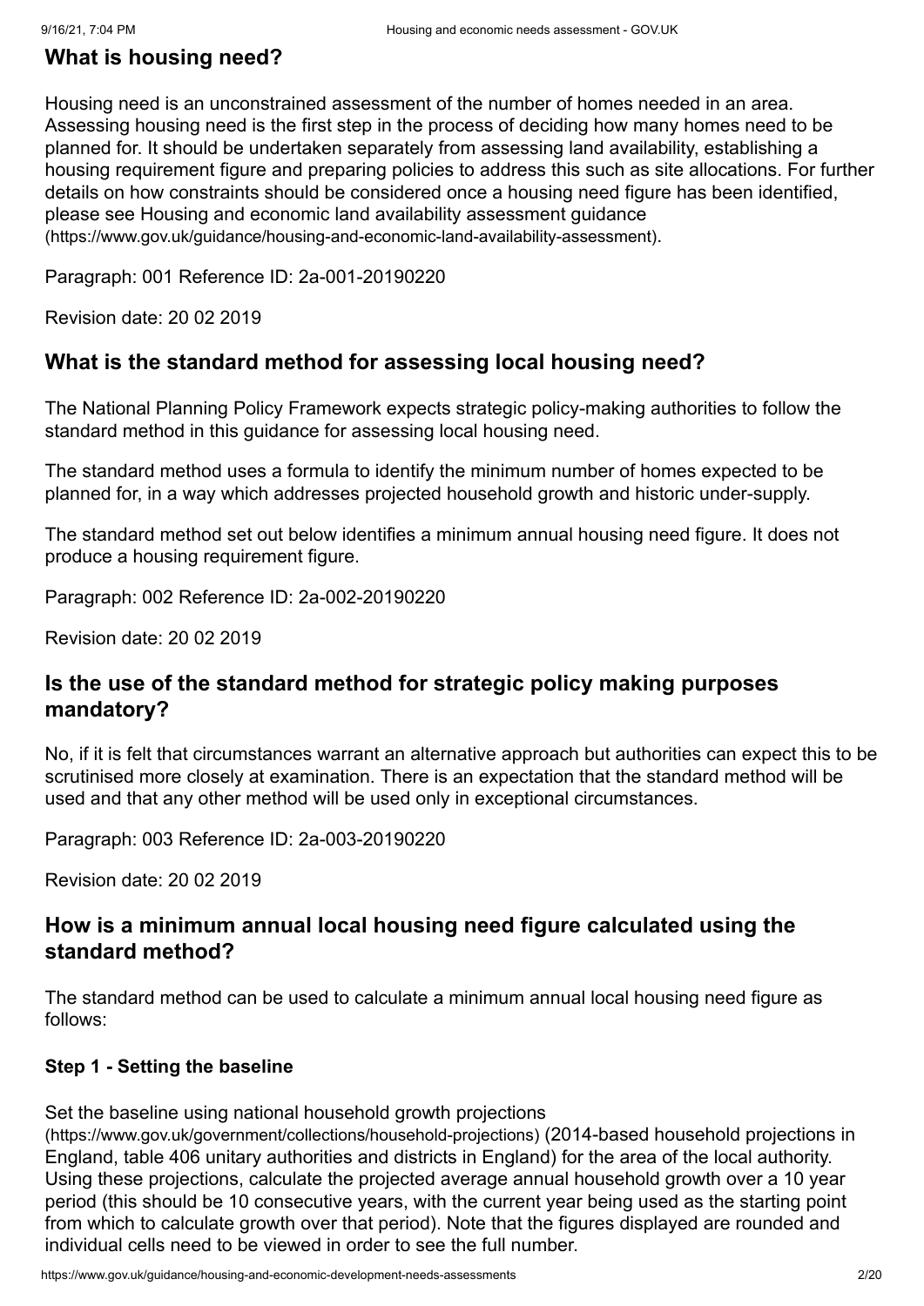## What is housing need?

Housing need is an unconstrained assessment of the number of homes needed in an area. Assessing housing need is the first step in the process of deciding how many homes need to be planned for. It should be undertaken separately from assessing land availability, establishing a housing requirement figure and preparing policies to address this such as site allocations. For further details on how constraints should be considered once a housing need figure has been identified, please see Housing and economic land availability assessment guidance (https://www.gov.uk/guidance/housing-and-economic-land-availability-assessment).

Paragraph: 001 Reference ID: 2a-001-20190220

Revision date: 20 02 2019

## What is the standard method for assessing local housing need?

The National Planning Policy Framework expects strategic policy-making authorities to follow the standard method in this guidance for assessing local housing need.

The standard method uses a formula to identify the minimum number of homes expected to be planned for, in a way which addresses projected household growth and historic under-supply.

The standard method set out below identifies a minimum annual housing need figure. It does not produce a housing requirement figure.

Paragraph: 002 Reference ID: 2a-002-20190220

Revision date: 20 02 2019

## Is the use of the standard method for strategic policy making purposes mandatory?

No, if it is felt that circumstances warrant an alternative approach but authorities can expect this to be scrutinised more closely at examination. There is an expectation that the standard method will be used and that any other method will be used only in exceptional circumstances.

Paragraph: 003 Reference ID: 2a-003-20190220

Revision date: 20 02 2019

## How is a minimum annual local housing need figure calculated using the standard method?

The standard method can be used to calculate a minimum annual local housing need figure as follows:

### Step 1 - Setting the baseline

Set the baseline using national household growth projections (https://www.gov.uk/government/collections/household-projections) (2014-based household projections in England, table 406 unitary authorities and districts in England) for the area of the local authority. Using these projections, calculate the projected average annual household growth over a 10 year period (this should be 10 consecutive years, with the current year being used as the starting point from which to calculate growth over that period). Note that the figures displayed are rounded and individual cells need to be viewed in order to see the full number.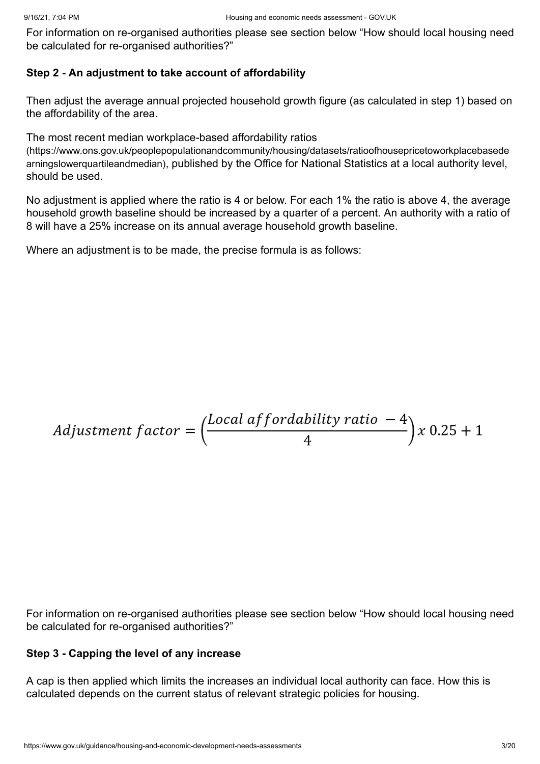For information on re-organised authorities please see section below “How should local housing need be calculated for re-organised authorities?”

**Step 2 - An adjustment to take account of affordability**

Then adjust the average annual projected household growth figure (as calculated in step 1) based on the affordability of the area.

The most recent median workplace-based affordability ratios (https://www.ons.gov.uk/peoplepopulationandcommunity/housing/datasets/ratioofhousepricetoworkplacebasedearningslowerquartileandmedian), published by the Office for National Statistics at a local authority level, should be used.

No adjustment is applied where the ratio is 4 or below. For each 1% the ratio is above 4, the average household growth baseline should be increased by a quarter of a percent. An authority with a ratio of 8 will have a 25% increase on its annual average household growth baseline.

Where an adjustment is to be made, the precise formula is as follows:

$$Adjustment\ factor = \left(\frac{Local\ affordability\ ratio\ - 4}{4}\right) x\ 0.25 + 1$$

For information on re-organised authorities please see section below “How should local housing need be calculated for re-organised authorities?”

**Step 3 - Capping the level of any increase**

A cap is then applied which limits the increases an individual local authority can face. How this is calculated depends on the current status of relevant strategic policies for housing.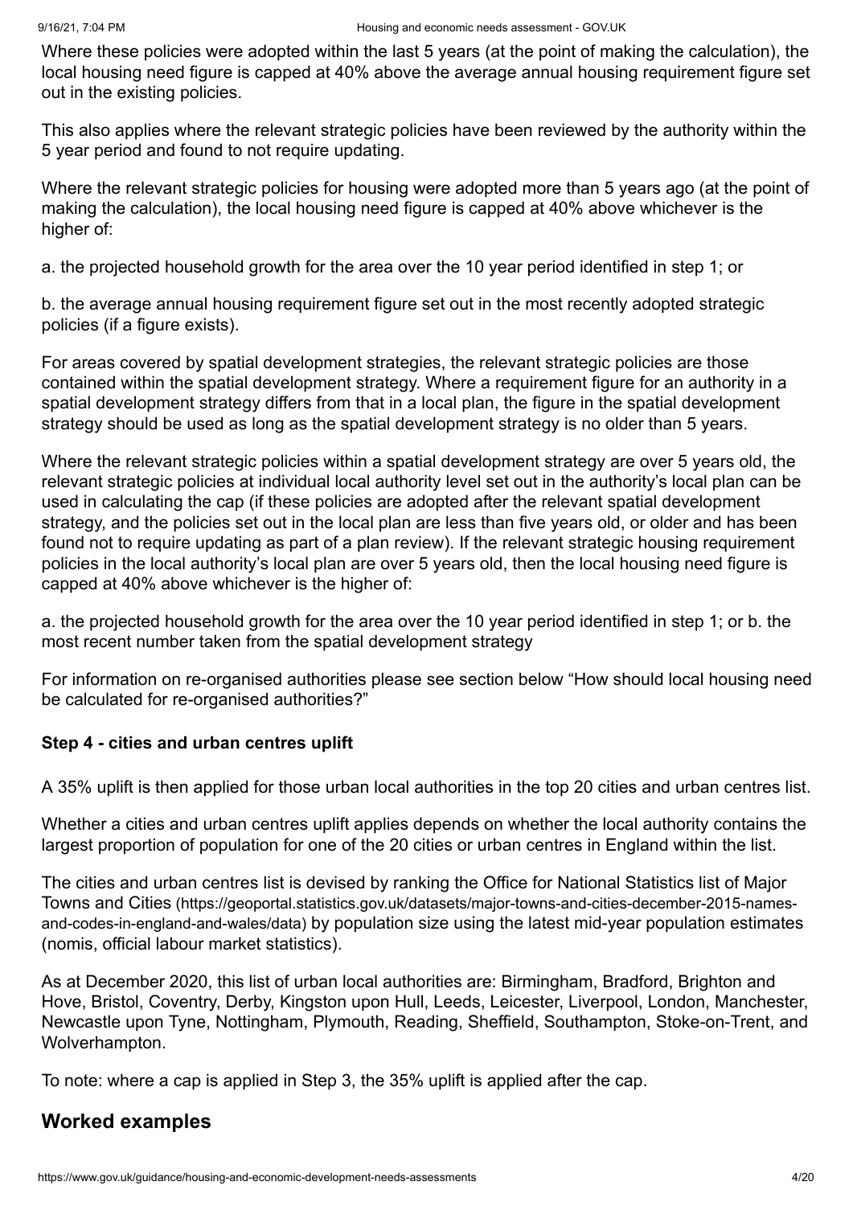Where these policies were adopted within the last 5 years (at the point of making the calculation), the local housing need figure is capped at 40% above the average annual housing requirement figure set out in the existing policies.

This also applies where the relevant strategic policies have been reviewed by the authority within the 5 year period and found to not require updating.

Where the relevant strategic policies for housing were adopted more than 5 years ago (at the point of making the calculation), the local housing need figure is capped at 40% above whichever is the higher of:

a. the projected household growth for the area over the 10 year period identified in step 1; or

b. the average annual housing requirement figure set out in the most recently adopted strategic policies (if a figure exists).

For areas covered by spatial development strategies, the relevant strategic policies are those contained within the spatial development strategy. Where a requirement figure for an authority in a spatial development strategy differs from that in a local plan, the figure in the spatial development strategy should be used as long as the spatial development strategy is no older than 5 years.

Where the relevant strategic policies within a spatial development strategy are over 5 years old, the relevant strategic policies at individual local authority level set out in the authority's local plan can be used in calculating the cap (if these policies are adopted after the relevant spatial development strategy, and the policies set out in the local plan are less than five years old, or older and has been found not to require updating as part of a plan review). If the relevant strategic housing requirement policies in the local authority's local plan are over 5 years old, then the local housing need figure is capped at 40% above whichever is the higher of:

a. the projected household growth for the area over the 10 year period identified in step 1; or b. the most recent number taken from the spatial development strategy

For information on re-organised authorities please see section below "How should local housing need be calculated for re-organised authorities?"

**Step 4 - cities and urban centres uplift**

A 35% uplift is then applied for those urban local authorities in the top 20 cities and urban centres list.

Whether a cities and urban centres uplift applies depends on whether the local authority contains the largest proportion of population for one of the 20 cities or urban centres in England within the list.

The cities and urban centres list is devised by ranking the Office for National Statistics list of Major Towns and Cities (https://geoportal.statistics.gov.uk/datasets/major-towns-and-cities-december-2015-names-and-codes-in-england-and-wales/data) by population size using the latest mid-year population estimates (nomis, official labour market statistics).

As at December 2020, this list of urban local authorities are: Birmingham, Bradford, Brighton and Hove, Bristol, Coventry, Derby, Kingston upon Hull, Leeds, Leicester, Liverpool, London, Manchester, Newcastle upon Tyne, Nottingham, Plymouth, Reading, Sheffield, Southampton, Stoke-on-Trent, and Wolverhampton.

To note: where a cap is applied in Step 3, the 35% uplift is applied after the cap.

## Worked examples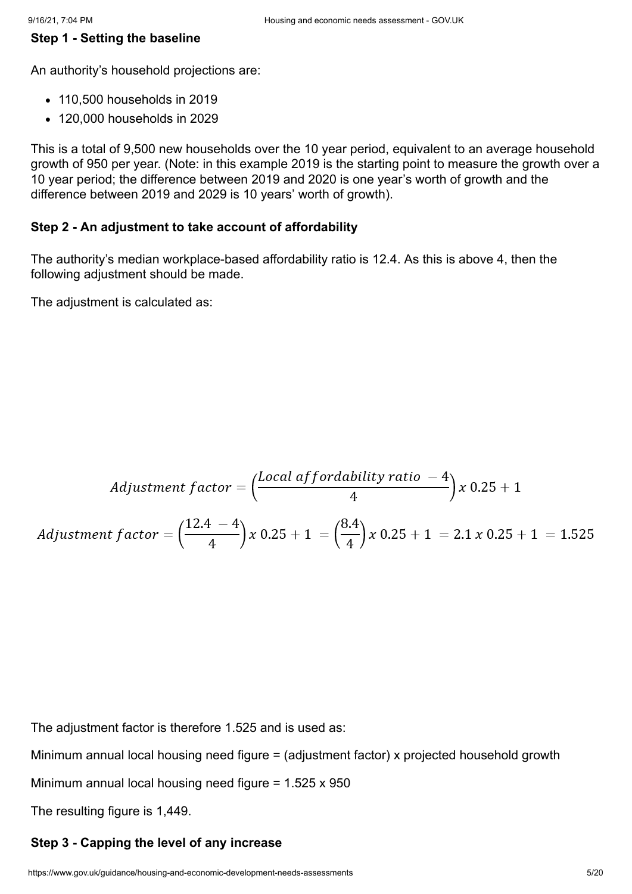**Step 1 - Setting the baseline**

An authority's household projections are:

- 110,500 households in 2019
- 120,000 households in 2029

This is a total of 9,500 new households over the 10 year period, equivalent to an average household growth of 950 per year. (Note: in this example 2019 is the starting point to measure the growth over a 10 year period; the difference between 2019 and 2020 is one year's worth of growth and the difference between 2019 and 2029 is 10 years' worth of growth).

**Step 2 - An adjustment to take account of affordability**

The authority's median workplace-based affordability ratio is 12.4. As this is above 4, then the following adjustment should be made.

The adjustment is calculated as:

$$Adjustment\ factor = \left(\frac{Local\ affordability\ ratio\ - 4}{4}\right) x\ 0.25 + 1$$

$$Adjustment\ factor = \left(\frac{12.4\ - 4}{4}\right) x\ 0.25 + 1\ = \left(\frac{8.4}{4}\right) x\ 0.25 + 1\ = 2.1\ x\ 0.25 + 1\ = 1.525$$

The adjustment factor is therefore 1.525 and is used as:

Minimum annual local housing need figure = (adjustment factor) x projected household growth

Minimum annual local housing need figure = 1.525 x 950

The resulting figure is 1,449.

**Step 3 - Capping the level of any increase**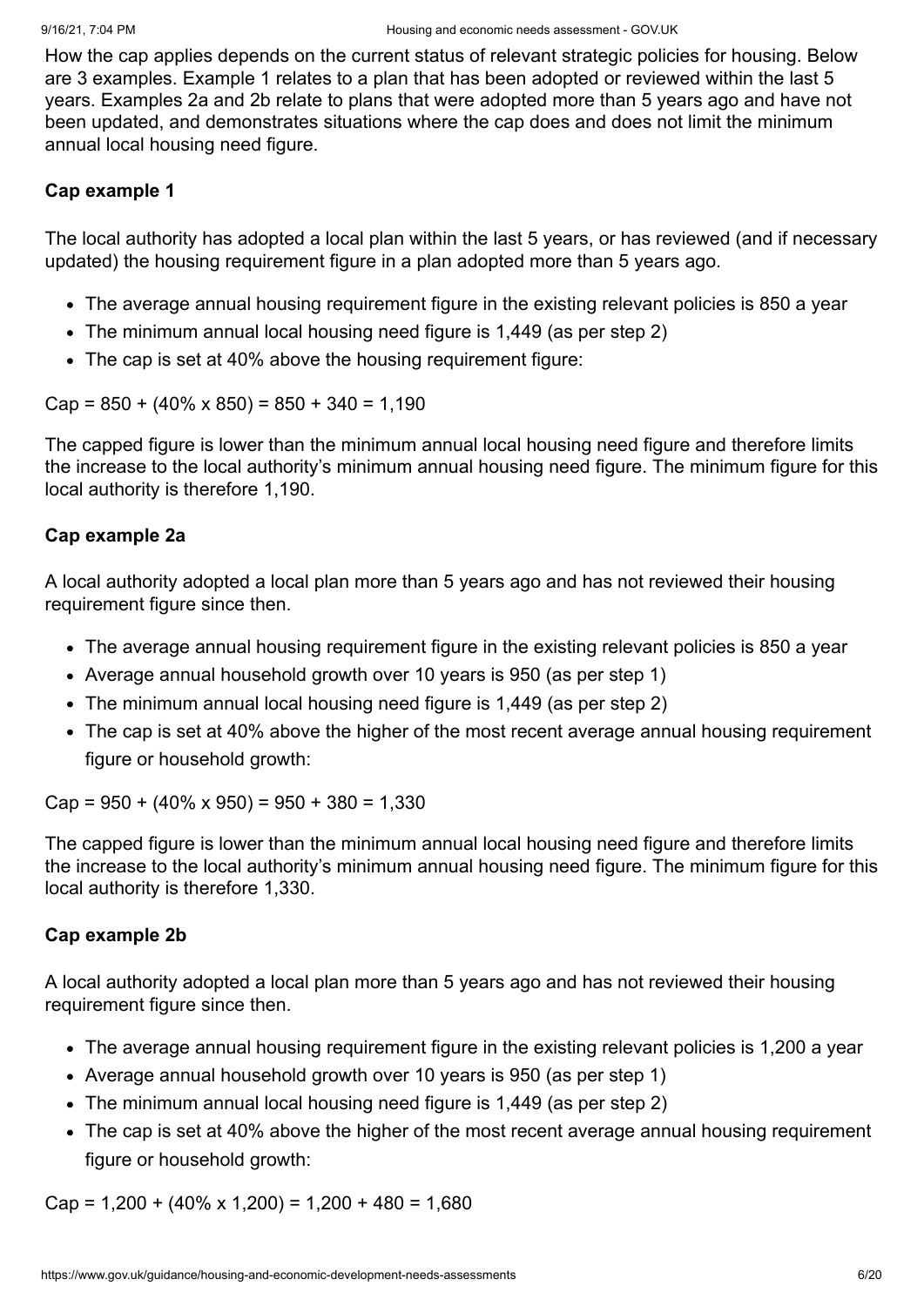How the cap applies depends on the current status of relevant strategic policies for housing. Below are 3 examples. Example 1 relates to a plan that has been adopted or reviewed within the last 5 years. Examples 2a and 2b relate to plans that were adopted more than 5 years ago and have not been updated, and demonstrates situations where the cap does and does not limit the minimum annual local housing need figure.

**Cap example 1**

The local authority has adopted a local plan within the last 5 years, or has reviewed (and if necessary updated) the housing requirement figure in a plan adopted more than 5 years ago.

- The average annual housing requirement figure in the existing relevant policies is 850 a year
- The minimum annual local housing need figure is 1,449 (as per step 2)
- The cap is set at 40% above the housing requirement figure:

Cap = 850 + (40% x 850) = 850 + 340 = 1,190

The capped figure is lower than the minimum annual local housing need figure and therefore limits the increase to the local authority's minimum annual housing need figure. The minimum figure for this local authority is therefore 1,190.

**Cap example 2a**

A local authority adopted a local plan more than 5 years ago and has not reviewed their housing requirement figure since then.

- The average annual housing requirement figure in the existing relevant policies is 850 a year
- Average annual household growth over 10 years is 950 (as per step 1)
- The minimum annual local housing need figure is 1,449 (as per step 2)
- The cap is set at 40% above the higher of the most recent average annual housing requirement figure or household growth:

Cap = 950 + (40% x 950) = 950 + 380 = 1,330

The capped figure is lower than the minimum annual local housing need figure and therefore limits the increase to the local authority's minimum annual housing need figure. The minimum figure for this local authority is therefore 1,330.

**Cap example 2b**

A local authority adopted a local plan more than 5 years ago and has not reviewed their housing requirement figure since then.

- The average annual housing requirement figure in the existing relevant policies is 1,200 a year
- Average annual household growth over 10 years is 950 (as per step 1)
- The minimum annual local housing need figure is 1,449 (as per step 2)
- The cap is set at 40% above the higher of the most recent average annual housing requirement figure or household growth:

Cap = 1,200 + (40% x 1,200) = 1,200 + 480 = 1,680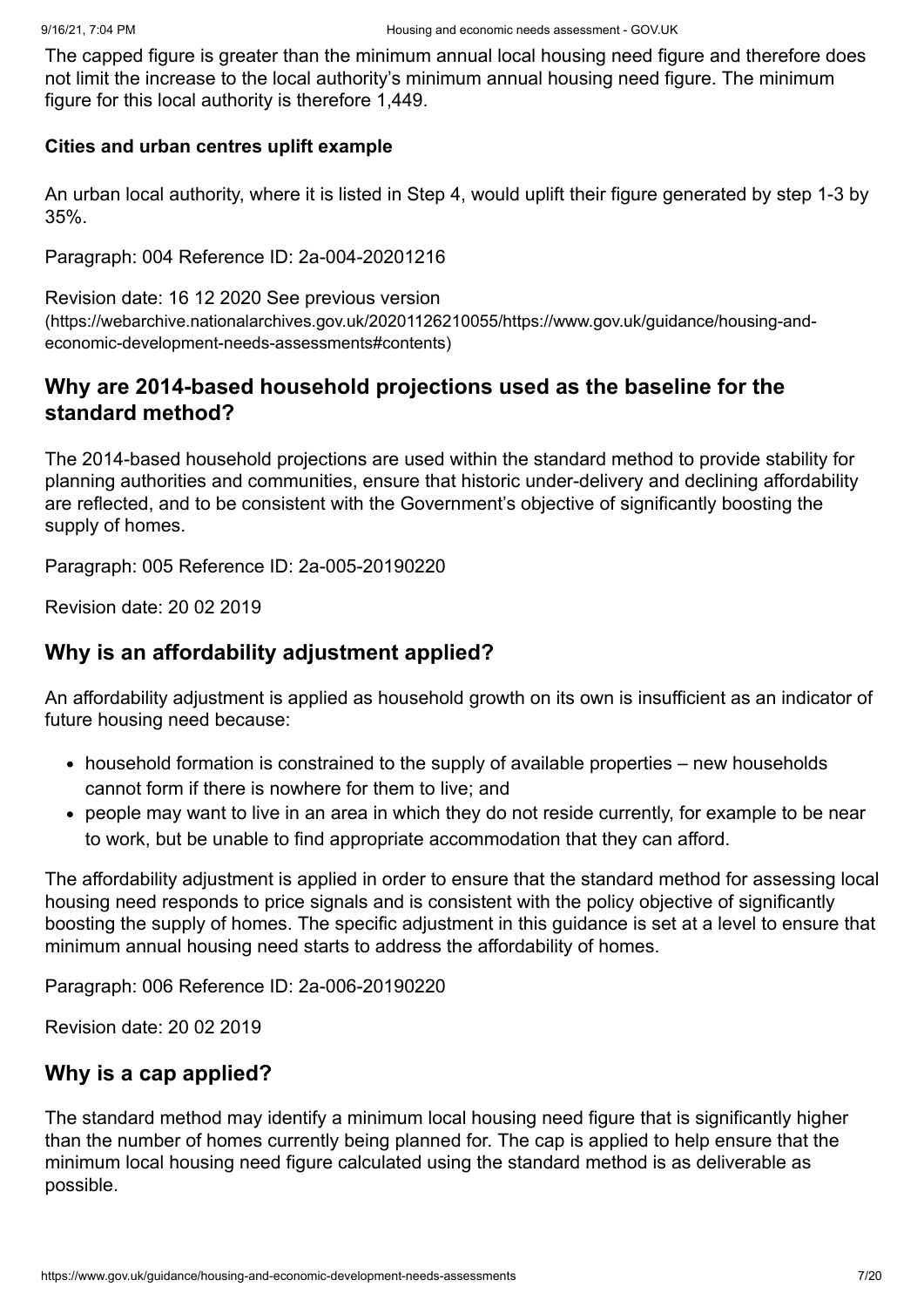The capped figure is greater than the minimum annual local housing need figure and therefore does not limit the increase to the local authority's minimum annual housing need figure. The minimum figure for this local authority is therefore 1,449.

**Cities and urban centres uplift example**

An urban local authority, where it is listed in Step 4, would uplift their figure generated by step 1-3 by 35%.

Paragraph: 004 Reference ID: 2a-004-20201216

Revision date: 16 12 2020 See previous version (https://webarchive.nationalarchives.gov.uk/20201126210055/https://www.gov.uk/guidance/housing-and-economic-development-needs-assessments#contents)

## Why are 2014-based household projections used as the baseline for the standard method?

The 2014-based household projections are used within the standard method to provide stability for planning authorities and communities, ensure that historic under-delivery and declining affordability are reflected, and to be consistent with the Government's objective of significantly boosting the supply of homes.

Paragraph: 005 Reference ID: 2a-005-20190220

Revision date: 20 02 2019

## Why is an affordability adjustment applied?

An affordability adjustment is applied as household growth on its own is insufficient as an indicator of future housing need because:

- household formation is constrained to the supply of available properties – new households cannot form if there is nowhere for them to live; and
- people may want to live in an area in which they do not reside currently, for example to be near to work, but be unable to find appropriate accommodation that they can afford.

The affordability adjustment is applied in order to ensure that the standard method for assessing local housing need responds to price signals and is consistent with the policy objective of significantly boosting the supply of homes. The specific adjustment in this guidance is set at a level to ensure that minimum annual housing need starts to address the affordability of homes.

Paragraph: 006 Reference ID: 2a-006-20190220

Revision date: 20 02 2019

## Why is a cap applied?

The standard method may identify a minimum local housing need figure that is significantly higher than the number of homes currently being planned for. The cap is applied to help ensure that the minimum local housing need figure calculated using the standard method is as deliverable as possible.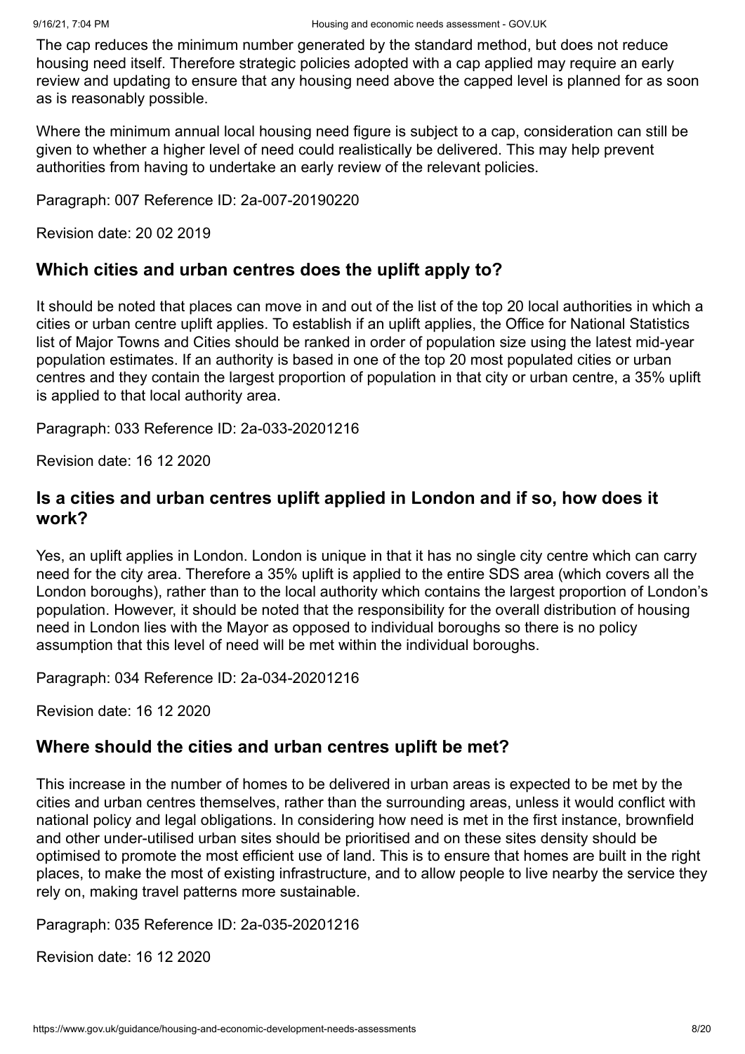The cap reduces the minimum number generated by the standard method, but does not reduce housing need itself. Therefore strategic policies adopted with a cap applied may require an early review and updating to ensure that any housing need above the capped level is planned for as soon as is reasonably possible.

Where the minimum annual local housing need figure is subject to a cap, consideration can still be given to whether a higher level of need could realistically be delivered. This may help prevent authorities from having to undertake an early review of the relevant policies.

Paragraph: 007 Reference ID: 2a-007-20190220

Revision date: 20 02 2019

## Which cities and urban centres does the uplift apply to?

It should be noted that places can move in and out of the list of the top 20 local authorities in which a cities or urban centre uplift applies. To establish if an uplift applies, the Office for National Statistics list of Major Towns and Cities should be ranked in order of population size using the latest mid-year population estimates. If an authority is based in one of the top 20 most populated cities or urban centres and they contain the largest proportion of population in that city or urban centre, a 35% uplift is applied to that local authority area.

Paragraph: 033 Reference ID: 2a-033-20201216

Revision date: 16 12 2020

## Is a cities and urban centres uplift applied in London and if so, how does it work?

Yes, an uplift applies in London. London is unique in that it has no single city centre which can carry need for the city area. Therefore a 35% uplift is applied to the entire SDS area (which covers all the London boroughs), rather than to the local authority which contains the largest proportion of London's population. However, it should be noted that the responsibility for the overall distribution of housing need in London lies with the Mayor as opposed to individual boroughs so there is no policy assumption that this level of need will be met within the individual boroughs.

Paragraph: 034 Reference ID: 2a-034-20201216

Revision date: 16 12 2020

## Where should the cities and urban centres uplift be met?

This increase in the number of homes to be delivered in urban areas is expected to be met by the cities and urban centres themselves, rather than the surrounding areas, unless it would conflict with national policy and legal obligations. In considering how need is met in the first instance, brownfield and other under-utilised urban sites should be prioritised and on these sites density should be optimised to promote the most efficient use of land. This is to ensure that homes are built in the right places, to make the most of existing infrastructure, and to allow people to live nearby the service they rely on, making travel patterns more sustainable.

Paragraph: 035 Reference ID: 2a-035-20201216

Revision date: 16 12 2020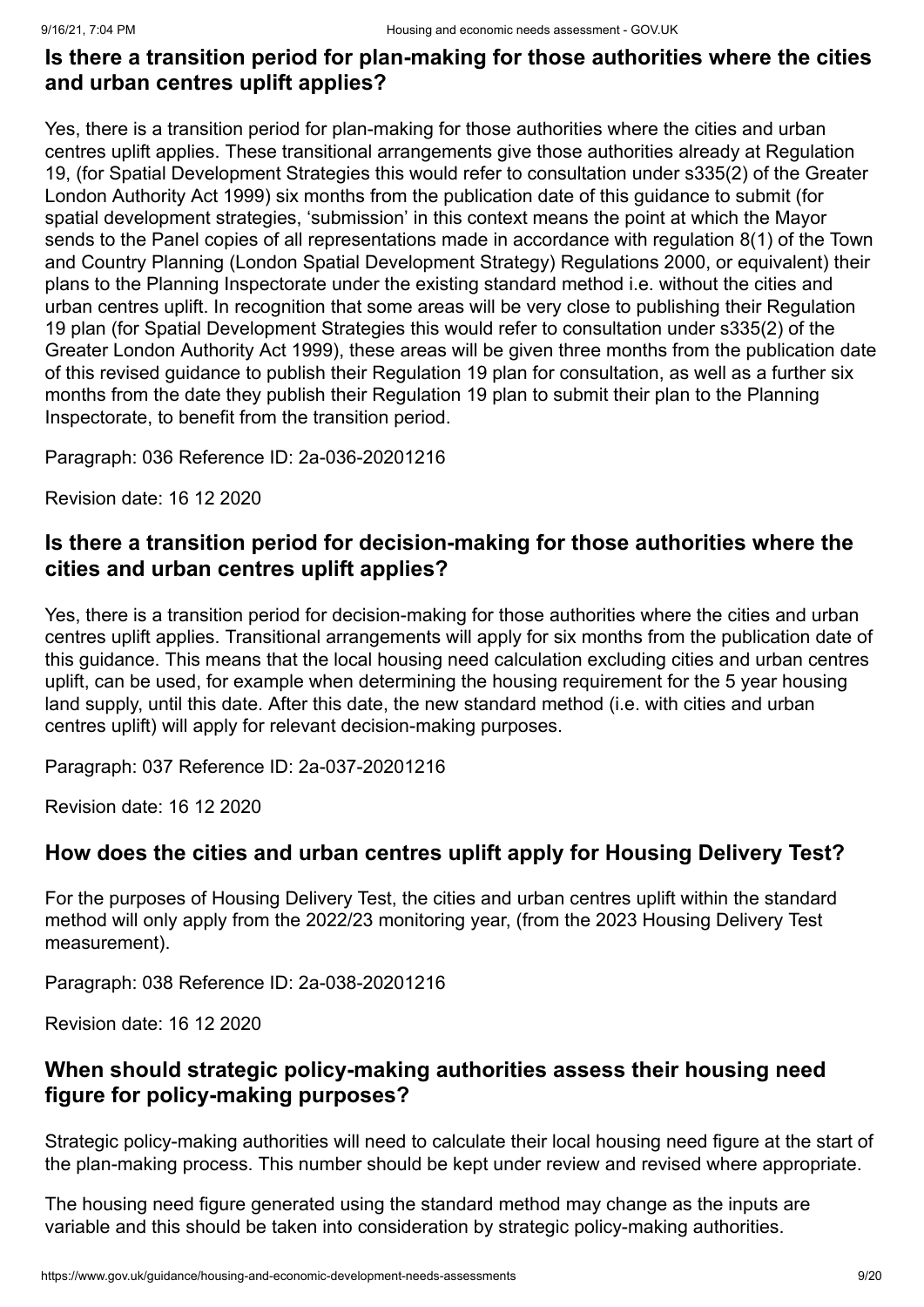## Is there a transition period for plan-making for those authorities where the cities and urban centres uplift applies?

Yes, there is a transition period for plan-making for those authorities where the cities and urban centres uplift applies. These transitional arrangements give those authorities already at Regulation 19, (for Spatial Development Strategies this would refer to consultation under s335(2) of the Greater London Authority Act 1999) six months from the publication date of this guidance to submit (for spatial development strategies, 'submission' in this context means the point at which the Mayor sends to the Panel copies of all representations made in accordance with regulation 8(1) of the Town and Country Planning (London Spatial Development Strategy) Regulations 2000, or equivalent) their plans to the Planning Inspectorate under the existing standard method i.e. without the cities and urban centres uplift. In recognition that some areas will be very close to publishing their Regulation 19 plan (for Spatial Development Strategies this would refer to consultation under s335(2) of the Greater London Authority Act 1999), these areas will be given three months from the publication date of this revised guidance to publish their Regulation 19 plan for consultation, as well as a further six months from the date they publish their Regulation 19 plan to submit their plan to the Planning Inspectorate, to benefit from the transition period.

Paragraph: 036 Reference ID: 2a-036-20201216

Revision date: 16 12 2020

## Is there a transition period for decision-making for those authorities where the cities and urban centres uplift applies?

Yes, there is a transition period for decision-making for those authorities where the cities and urban centres uplift applies. Transitional arrangements will apply for six months from the publication date of this guidance. This means that the local housing need calculation excluding cities and urban centres uplift, can be used, for example when determining the housing requirement for the 5 year housing land supply, until this date. After this date, the new standard method (i.e. with cities and urban centres uplift) will apply for relevant decision-making purposes.

Paragraph: 037 Reference ID: 2a-037-20201216

Revision date: 16 12 2020

## How does the cities and urban centres uplift apply for Housing Delivery Test?

For the purposes of Housing Delivery Test, the cities and urban centres uplift within the standard method will only apply from the 2022/23 monitoring year, (from the 2023 Housing Delivery Test measurement).

Paragraph: 038 Reference ID: 2a-038-20201216

Revision date: 16 12 2020

## When should strategic policy-making authorities assess their housing need figure for policy-making purposes?

Strategic policy-making authorities will need to calculate their local housing need figure at the start of the plan-making process. This number should be kept under review and revised where appropriate.

The housing need figure generated using the standard method may change as the inputs are variable and this should be taken into consideration by strategic policy-making authorities.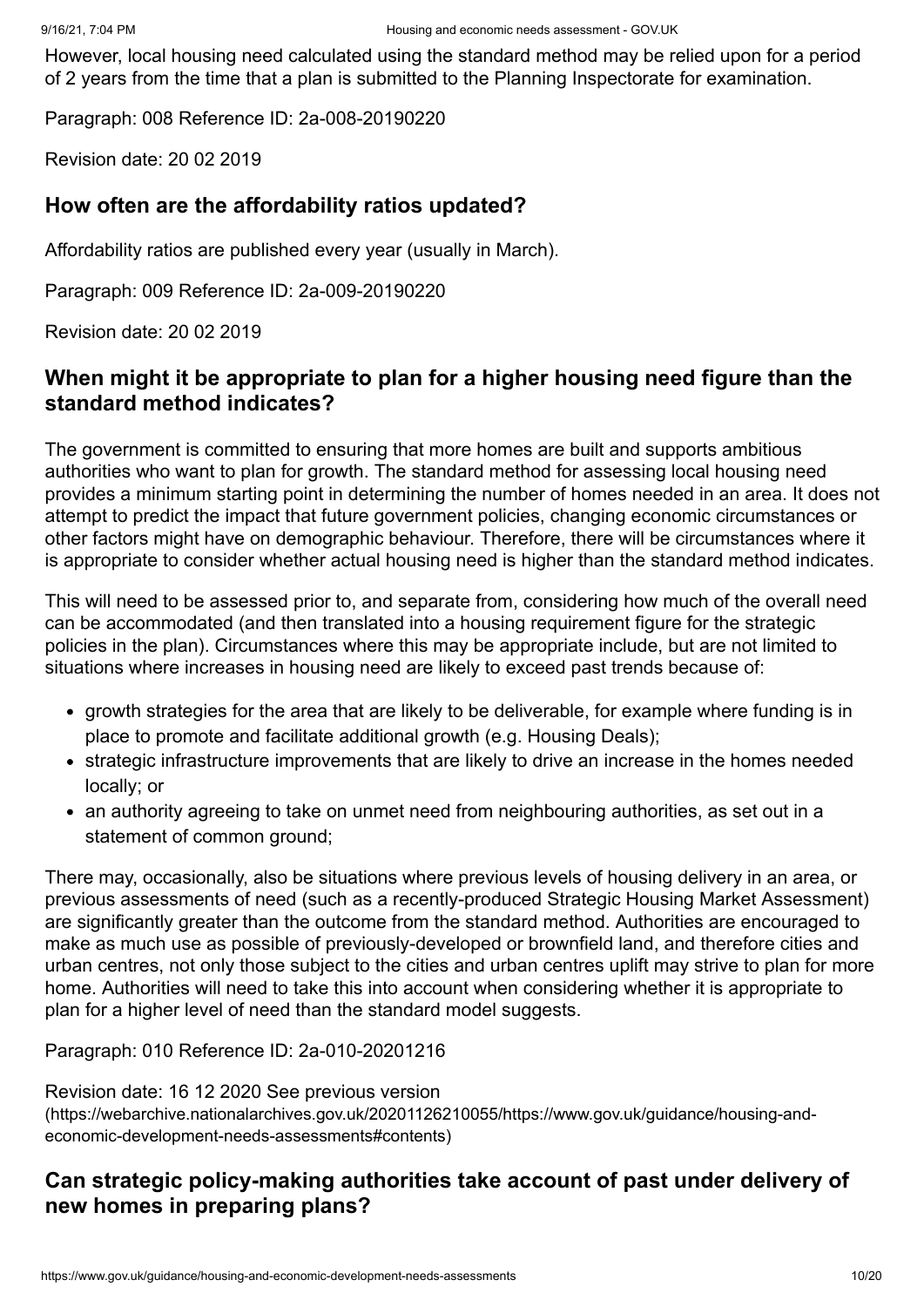However, local housing need calculated using the standard method may be relied upon for a period of 2 years from the time that a plan is submitted to the Planning Inspectorate for examination.

Paragraph: 008 Reference ID: 2a-008-20190220

Revision date: 20 02 2019

### How often are the affordability ratios updated?

Affordability ratios are published every year (usually in March).

Paragraph: 009 Reference ID: 2a-009-20190220

Revision date: 20 02 2019

### When might it be appropriate to plan for a higher housing need figure than the standard method indicates?

The government is committed to ensuring that more homes are built and supports ambitious authorities who want to plan for growth. The standard method for assessing local housing need provides a minimum starting point in determining the number of homes needed in an area. It does not attempt to predict the impact that future government policies, changing economic circumstances or other factors might have on demographic behaviour. Therefore, there will be circumstances where it is appropriate to consider whether actual housing need is higher than the standard method indicates.

This will need to be assessed prior to, and separate from, considering how much of the overall need can be accommodated (and then translated into a housing requirement figure for the strategic policies in the plan). Circumstances where this may be appropriate include, but are not limited to situations where increases in housing need are likely to exceed past trends because of:

- growth strategies for the area that are likely to be deliverable, for example where funding is in place to promote and facilitate additional growth (e.g. Housing Deals);
- strategic infrastructure improvements that are likely to drive an increase in the homes needed locally; or
- an authority agreeing to take on unmet need from neighbouring authorities, as set out in a statement of common ground;

There may, occasionally, also be situations where previous levels of housing delivery in an area, or previous assessments of need (such as a recently-produced Strategic Housing Market Assessment) are significantly greater than the outcome from the standard method. Authorities are encouraged to make as much use as possible of previously-developed or brownfield land, and therefore cities and urban centres, not only those subject to the cities and urban centres uplift may strive to plan for more home. Authorities will need to take this into account when considering whether it is appropriate to plan for a higher level of need than the standard model suggests.

Paragraph: 010 Reference ID: 2a-010-20201216

Revision date: 16 12 2020 See previous version (https://webarchive.nationalarchives.gov.uk/20201126210055/https://www.gov.uk/guidance/housing-and-economic-development-needs-assessments#contents)

### Can strategic policy-making authorities take account of past under delivery of new homes in preparing plans?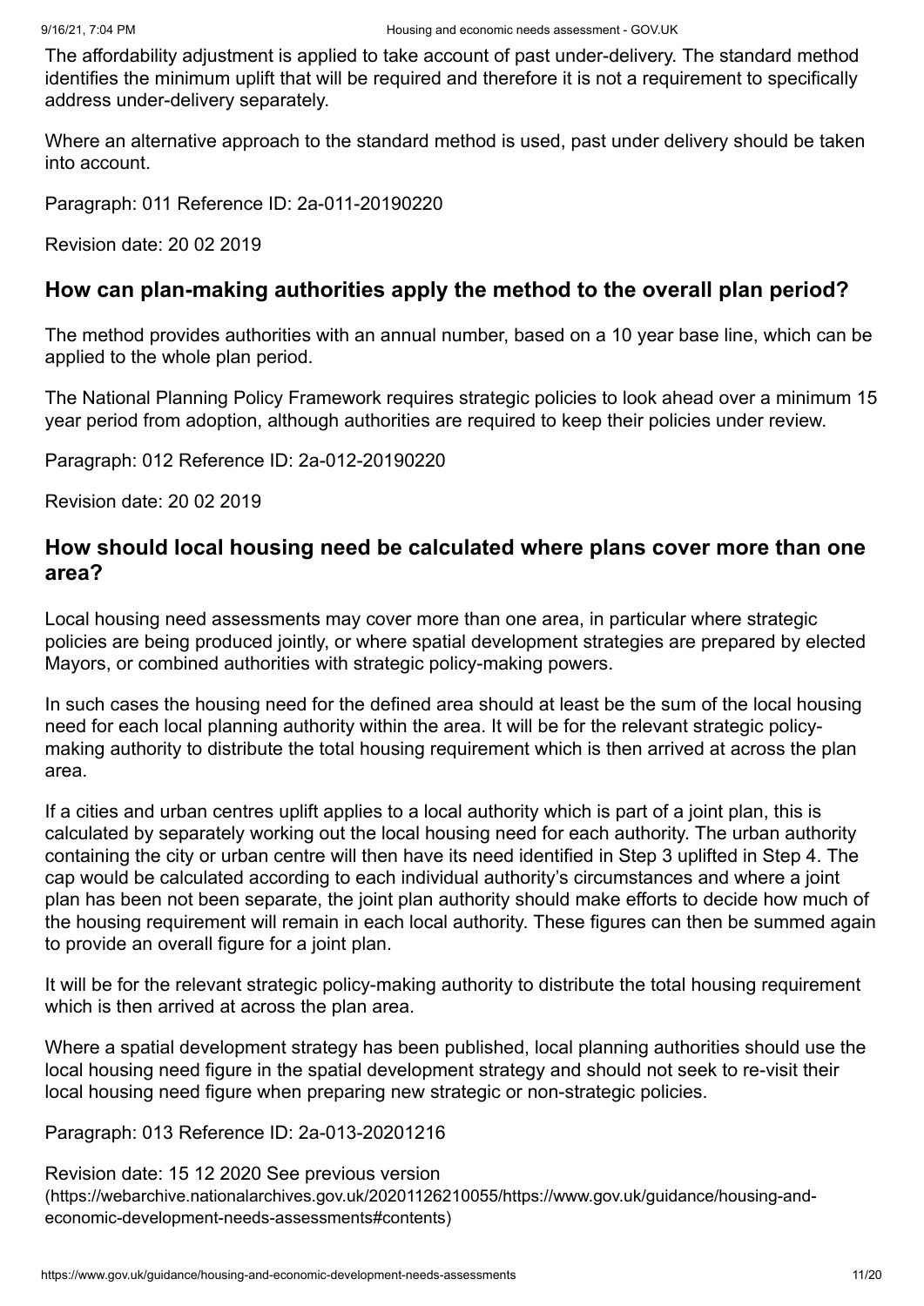The affordability adjustment is applied to take account of past under-delivery. The standard method identifies the minimum uplift that will be required and therefore it is not a requirement to specifically address under-delivery separately.

Where an alternative approach to the standard method is used, past under delivery should be taken into account.

Paragraph: 011 Reference ID: 2a-011-20190220

Revision date: 20 02 2019

## How can plan-making authorities apply the method to the overall plan period?

The method provides authorities with an annual number, based on a 10 year base line, which can be applied to the whole plan period.

The National Planning Policy Framework requires strategic policies to look ahead over a minimum 15 year period from adoption, although authorities are required to keep their policies under review.

Paragraph: 012 Reference ID: 2a-012-20190220

Revision date: 20 02 2019

## How should local housing need be calculated where plans cover more than one area?

Local housing need assessments may cover more than one area, in particular where strategic policies are being produced jointly, or where spatial development strategies are prepared by elected Mayors, or combined authorities with strategic policy-making powers.

In such cases the housing need for the defined area should at least be the sum of the local housing need for each local planning authority within the area. It will be for the relevant strategic policy-making authority to distribute the total housing requirement which is then arrived at across the plan area.

If a cities and urban centres uplift applies to a local authority which is part of a joint plan, this is calculated by separately working out the local housing need for each authority. The urban authority containing the city or urban centre will then have its need identified in Step 3 uplifted in Step 4. The cap would be calculated according to each individual authority's circumstances and where a joint plan has been not been separate, the joint plan authority should make efforts to decide how much of the housing requirement will remain in each local authority. These figures can then be summed again to provide an overall figure for a joint plan.

It will be for the relevant strategic policy-making authority to distribute the total housing requirement which is then arrived at across the plan area.

Where a spatial development strategy has been published, local planning authorities should use the local housing need figure in the spatial development strategy and should not seek to re-visit their local housing need figure when preparing new strategic or non-strategic policies.

Paragraph: 013 Reference ID: 2a-013-20201216

Revision date: 15 12 2020 See previous version (https://webarchive.nationalarchives.gov.uk/20201126210055/https://www.gov.uk/guidance/housing-and-economic-development-needs-assessments#contents)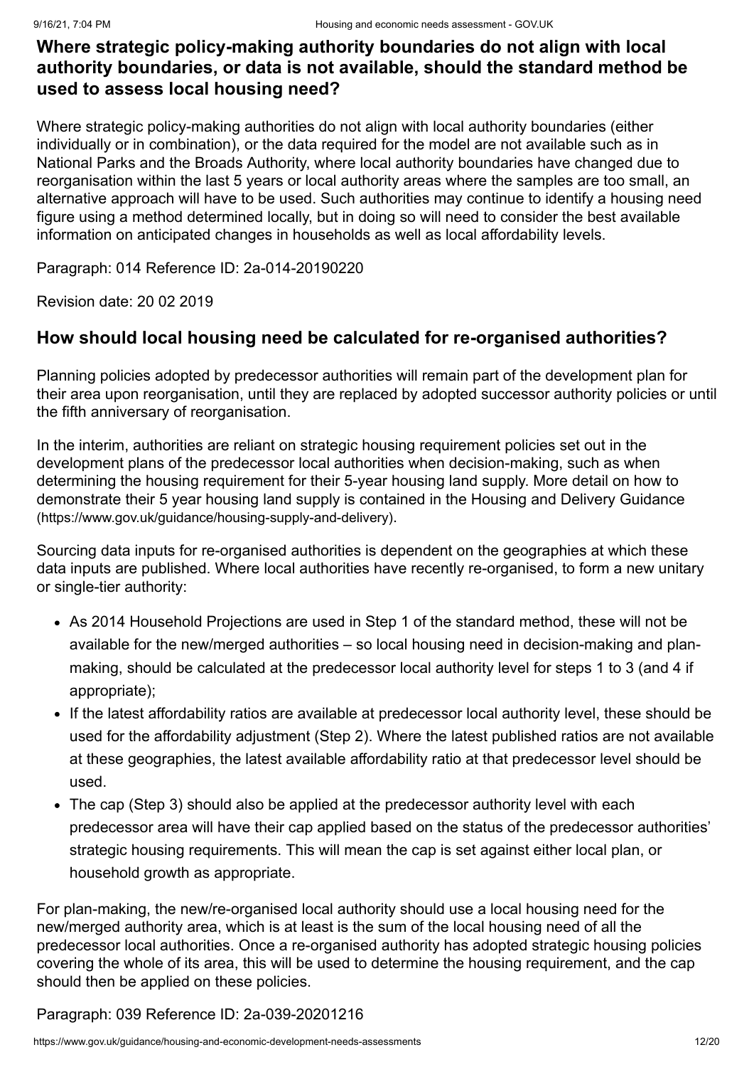## Where strategic policy-making authority boundaries do not align with local authority boundaries, or data is not available, should the standard method be used to assess local housing need?

Where strategic policy-making authorities do not align with local authority boundaries (either individually or in combination), or the data required for the model are not available such as in National Parks and the Broads Authority, where local authority boundaries have changed due to reorganisation within the last 5 years or local authority areas where the samples are too small, an alternative approach will have to be used. Such authorities may continue to identify a housing need figure using a method determined locally, but in doing so will need to consider the best available information on anticipated changes in households as well as local affordability levels.

Paragraph: 014 Reference ID: 2a-014-20190220

Revision date: 20 02 2019

## How should local housing need be calculated for re-organised authorities?

Planning policies adopted by predecessor authorities will remain part of the development plan for their area upon reorganisation, until they are replaced by adopted successor authority policies or until the fifth anniversary of reorganisation.

In the interim, authorities are reliant on strategic housing requirement policies set out in the development plans of the predecessor local authorities when decision-making, such as when determining the housing requirement for their 5-year housing land supply. More detail on how to demonstrate their 5 year housing land supply is contained in the Housing and Delivery Guidance (https://www.gov.uk/guidance/housing-supply-and-delivery).

Sourcing data inputs for re-organised authorities is dependent on the geographies at which these data inputs are published. Where local authorities have recently re-organised, to form a new unitary or single-tier authority:

- As 2014 Household Projections are used in Step 1 of the standard method, these will not be available for the new/merged authorities – so local housing need in decision-making and plan-making, should be calculated at the predecessor local authority level for steps 1 to 3 (and 4 if appropriate);
- If the latest affordability ratios are available at predecessor local authority level, these should be used for the affordability adjustment (Step 2). Where the latest published ratios are not available at these geographies, the latest available affordability ratio at that predecessor level should be used.
- The cap (Step 3) should also be applied at the predecessor authority level with each predecessor area will have their cap applied based on the status of the predecessor authorities' strategic housing requirements. This will mean the cap is set against either local plan, or household growth as appropriate.

For plan-making, the new/re-organised local authority should use a local housing need for the new/merged authority area, which is at least is the sum of the local housing need of all the predecessor local authorities. Once a re-organised authority has adopted strategic housing policies covering the whole of its area, this will be used to determine the housing requirement, and the cap should then be applied on these policies.

Paragraph: 039 Reference ID: 2a-039-20201216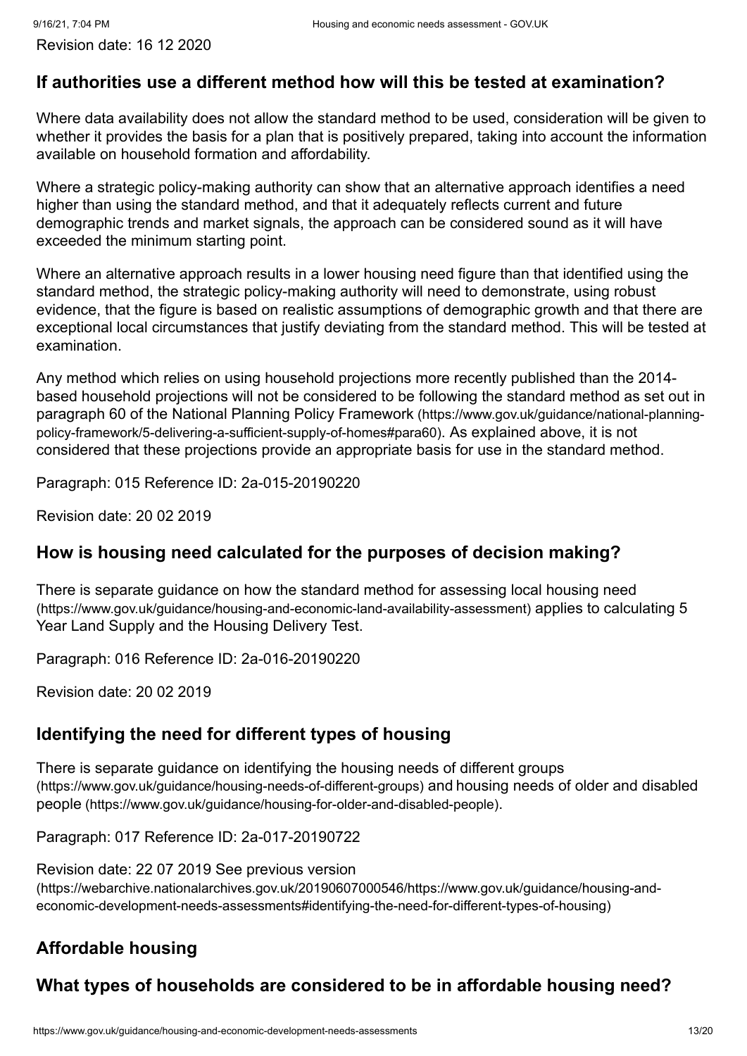Revision date: 16 12 2020

## If authorities use a different method how will this be tested at examination?

Where data availability does not allow the standard method to be used, consideration will be given to whether it provides the basis for a plan that is positively prepared, taking into account the information available on household formation and affordability.

Where a strategic policy-making authority can show that an alternative approach identifies a need higher than using the standard method, and that it adequately reflects current and future demographic trends and market signals, the approach can be considered sound as it will have exceeded the minimum starting point.

Where an alternative approach results in a lower housing need figure than that identified using the standard method, the strategic policy-making authority will need to demonstrate, using robust evidence, that the figure is based on realistic assumptions of demographic growth and that there are exceptional local circumstances that justify deviating from the standard method. This will be tested at examination.

Any method which relies on using household projections more recently published than the 2014-based household projections will not be considered to be following the standard method as set out in paragraph 60 of the National Planning Policy Framework (https://www.gov.uk/guidance/national-planning-policy-framework/5-delivering-a-sufficient-supply-of-homes#para60). As explained above, it is not considered that these projections provide an appropriate basis for use in the standard method.

Paragraph: 015 Reference ID: 2a-015-20190220

Revision date: 20 02 2019

## How is housing need calculated for the purposes of decision making?

There is separate guidance on how the standard method for assessing local housing need (https://www.gov.uk/guidance/housing-and-economic-land-availability-assessment) applies to calculating 5 Year Land Supply and the Housing Delivery Test.

Paragraph: 016 Reference ID: 2a-016-20190220

Revision date: 20 02 2019

## Identifying the need for different types of housing

There is separate guidance on identifying the housing needs of different groups (https://www.gov.uk/guidance/housing-needs-of-different-groups) and housing needs of older and disabled people (https://www.gov.uk/guidance/housing-for-older-and-disabled-people).

Paragraph: 017 Reference ID: 2a-017-20190722

Revision date: 22 07 2019 See previous version (https://webarchive.nationalarchives.gov.uk/20190607000546/https://www.gov.uk/guidance/housing-and-economic-development-needs-assessments#identifying-the-need-for-different-types-of-housing)

## Affordable housing

## What types of households are considered to be in affordable housing need?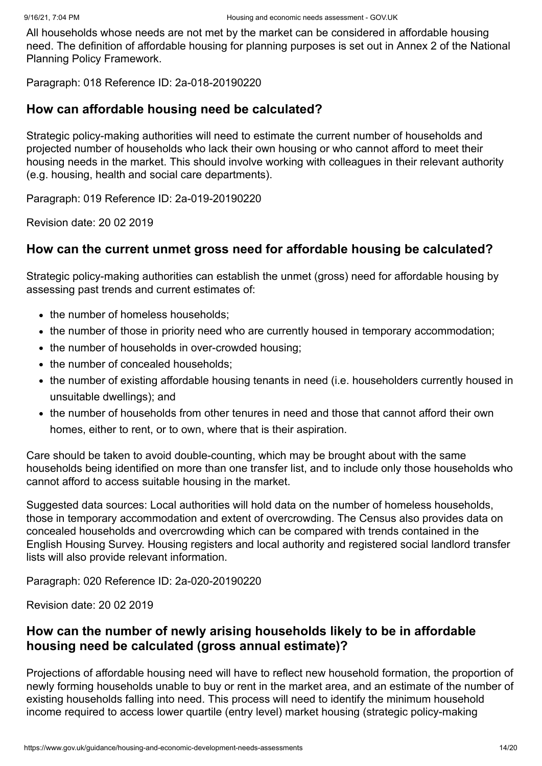All households whose needs are not met by the market can be considered in affordable housing need. The definition of affordable housing for planning purposes is set out in Annex 2 of the National Planning Policy Framework.

Paragraph: 018 Reference ID: 2a-018-20190220

### How can affordable housing need be calculated?

Strategic policy-making authorities will need to estimate the current number of households and projected number of households who lack their own housing or who cannot afford to meet their housing needs in the market. This should involve working with colleagues in their relevant authority (e.g. housing, health and social care departments).

Paragraph: 019 Reference ID: 2a-019-20190220

Revision date: 20 02 2019

### How can the current unmet gross need for affordable housing be calculated?

Strategic policy-making authorities can establish the unmet (gross) need for affordable housing by assessing past trends and current estimates of:

- the number of homeless households;
- the number of those in priority need who are currently housed in temporary accommodation;
- the number of households in over-crowded housing;
- the number of concealed households;
- the number of existing affordable housing tenants in need (i.e. householders currently housed in unsuitable dwellings); and
- the number of households from other tenures in need and those that cannot afford their own homes, either to rent, or to own, where that is their aspiration.

Care should be taken to avoid double-counting, which may be brought about with the same households being identified on more than one transfer list, and to include only those households who cannot afford to access suitable housing in the market.

Suggested data sources: Local authorities will hold data on the number of homeless households, those in temporary accommodation and extent of overcrowding. The Census also provides data on concealed households and overcrowding which can be compared with trends contained in the English Housing Survey. Housing registers and local authority and registered social landlord transfer lists will also provide relevant information.

Paragraph: 020 Reference ID: 2a-020-20190220

Revision date: 20 02 2019

### How can the number of newly arising households likely to be in affordable housing need be calculated (gross annual estimate)?

Projections of affordable housing need will have to reflect new household formation, the proportion of newly forming households unable to buy or rent in the market area, and an estimate of the number of existing households falling into need. This process will need to identify the minimum household income required to access lower quartile (entry level) market housing (strategic policy-making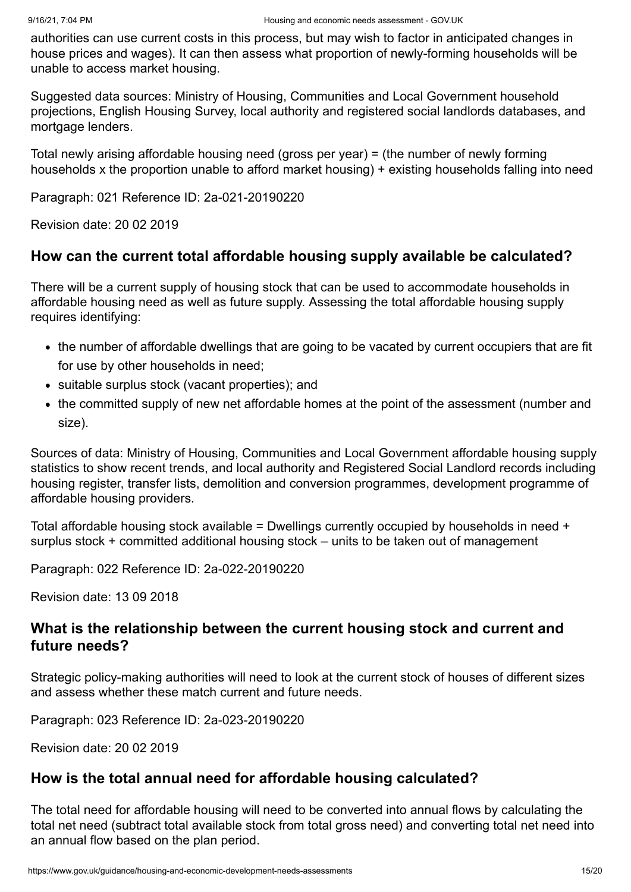authorities can use current costs in this process, but may wish to factor in anticipated changes in house prices and wages). It can then assess what proportion of newly-forming households will be unable to access market housing.

Suggested data sources: Ministry of Housing, Communities and Local Government household projections, English Housing Survey, local authority and registered social landlords databases, and mortgage lenders.

Total newly arising affordable housing need (gross per year) = (the number of newly forming households x the proportion unable to afford market housing) + existing households falling into need

Paragraph: 021 Reference ID: 2a-021-20190220

Revision date: 20 02 2019

## How can the current total affordable housing supply available be calculated?

There will be a current supply of housing stock that can be used to accommodate households in affordable housing need as well as future supply. Assessing the total affordable housing supply requires identifying:

- the number of affordable dwellings that are going to be vacated by current occupiers that are fit for use by other households in need;
- suitable surplus stock (vacant properties); and
- the committed supply of new net affordable homes at the point of the assessment (number and size).

Sources of data: Ministry of Housing, Communities and Local Government affordable housing supply statistics to show recent trends, and local authority and Registered Social Landlord records including housing register, transfer lists, demolition and conversion programmes, development programme of affordable housing providers.

Total affordable housing stock available = Dwellings currently occupied by households in need + surplus stock + committed additional housing stock – units to be taken out of management

Paragraph: 022 Reference ID: 2a-022-20190220

Revision date: 13 09 2018

## What is the relationship between the current housing stock and current and future needs?

Strategic policy-making authorities will need to look at the current stock of houses of different sizes and assess whether these match current and future needs.

Paragraph: 023 Reference ID: 2a-023-20190220

Revision date: 20 02 2019

## How is the total annual need for affordable housing calculated?

The total need for affordable housing will need to be converted into annual flows by calculating the total net need (subtract total available stock from total gross need) and converting total net need into an annual flow based on the plan period.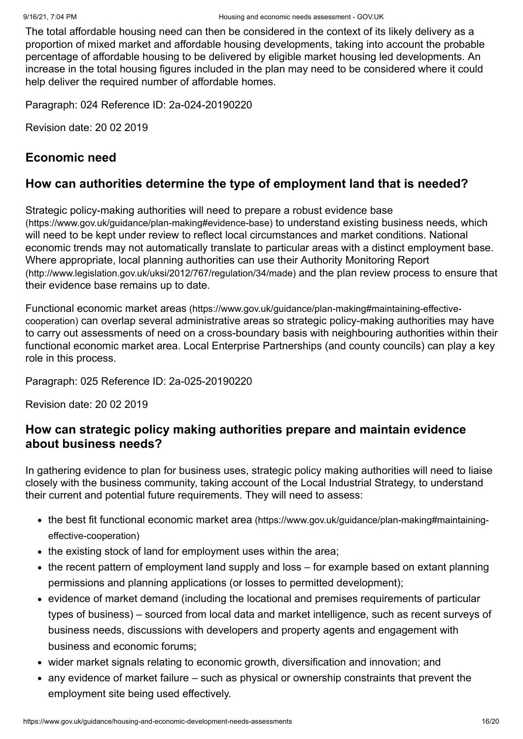The total affordable housing need can then be considered in the context of its likely delivery as a proportion of mixed market and affordable housing developments, taking into account the probable percentage of affordable housing to be delivered by eligible market housing led developments. An increase in the total housing figures included in the plan may need to be considered where it could help deliver the required number of affordable homes.

Paragraph: 024 Reference ID: 2a-024-20190220

Revision date: 20 02 2019

## Economic need

### How can authorities determine the type of employment land that is needed?

Strategic policy-making authorities will need to prepare a robust evidence base (https://www.gov.uk/guidance/plan-making#evidence-base) to understand existing business needs, which will need to be kept under review to reflect local circumstances and market conditions. National economic trends may not automatically translate to particular areas with a distinct employment base. Where appropriate, local planning authorities can use their Authority Monitoring Report (http://www.legislation.gov.uk/uksi/2012/767/regulation/34/made) and the plan review process to ensure that their evidence base remains up to date.

Functional economic market areas (https://www.gov.uk/guidance/plan-making#maintaining-effective-cooperation) can overlap several administrative areas so strategic policy-making authorities may have to carry out assessments of need on a cross-boundary basis with neighbouring authorities within their functional economic market area. Local Enterprise Partnerships (and county councils) can play a key role in this process.

Paragraph: 025 Reference ID: 2a-025-20190220

Revision date: 20 02 2019

### How can strategic policy making authorities prepare and maintain evidence about business needs?

In gathering evidence to plan for business uses, strategic policy making authorities will need to liaise closely with the business community, taking account of the Local Industrial Strategy, to understand their current and potential future requirements. They will need to assess:

- the best fit functional economic market area (https://www.gov.uk/guidance/plan-making#maintaining-effective-cooperation)
- the existing stock of land for employment uses within the area;
- the recent pattern of employment land supply and loss – for example based on extant planning permissions and planning applications (or losses to permitted development);
- evidence of market demand (including the locational and premises requirements of particular types of business) – sourced from local data and market intelligence, such as recent surveys of business needs, discussions with developers and property agents and engagement with business and economic forums;
- wider market signals relating to economic growth, diversification and innovation; and
- any evidence of market failure – such as physical or ownership constraints that prevent the employment site being used effectively.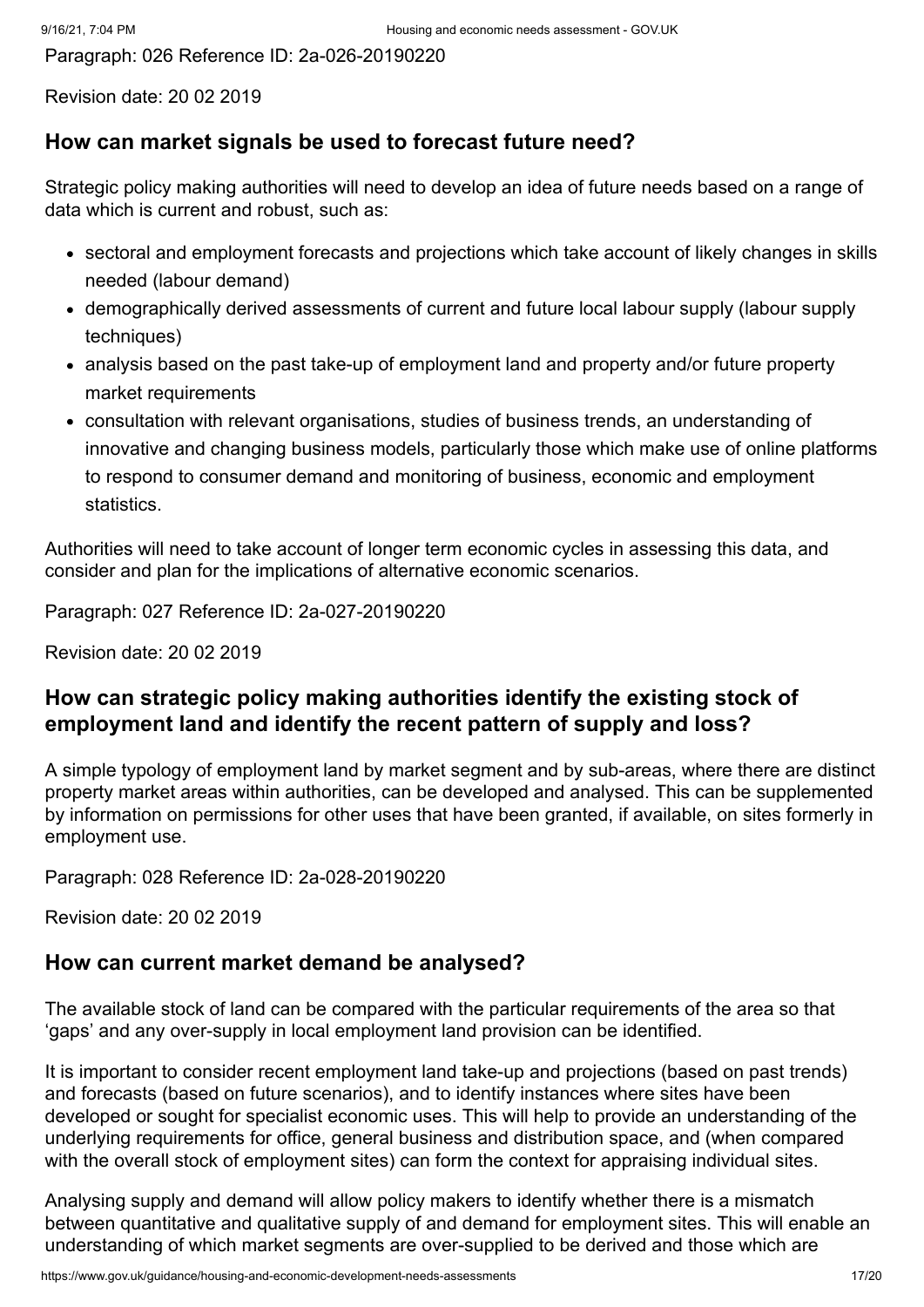Paragraph: 026 Reference ID: 2a-026-20190220

Revision date: 20 02 2019

### How can market signals be used to forecast future need?

Strategic policy making authorities will need to develop an idea of future needs based on a range of data which is current and robust, such as:

- sectoral and employment forecasts and projections which take account of likely changes in skills needed (labour demand)
- demographically derived assessments of current and future local labour supply (labour supply techniques)
- analysis based on the past take-up of employment land and property and/or future property market requirements
- consultation with relevant organisations, studies of business trends, an understanding of innovative and changing business models, particularly those which make use of online platforms to respond to consumer demand and monitoring of business, economic and employment statistics.

Authorities will need to take account of longer term economic cycles in assessing this data, and consider and plan for the implications of alternative economic scenarios.

Paragraph: 027 Reference ID: 2a-027-20190220

Revision date: 20 02 2019

### How can strategic policy making authorities identify the existing stock of employment land and identify the recent pattern of supply and loss?

A simple typology of employment land by market segment and by sub-areas, where there are distinct property market areas within authorities, can be developed and analysed. This can be supplemented by information on permissions for other uses that have been granted, if available, on sites formerly in employment use.

Paragraph: 028 Reference ID: 2a-028-20190220

Revision date: 20 02 2019

### How can current market demand be analysed?

The available stock of land can be compared with the particular requirements of the area so that 'gaps' and any over-supply in local employment land provision can be identified.

It is important to consider recent employment land take-up and projections (based on past trends) and forecasts (based on future scenarios), and to identify instances where sites have been developed or sought for specialist economic uses. This will help to provide an understanding of the underlying requirements for office, general business and distribution space, and (when compared with the overall stock of employment sites) can form the context for appraising individual sites.

Analysing supply and demand will allow policy makers to identify whether there is a mismatch between quantitative and qualitative supply of and demand for employment sites. This will enable an understanding of which market segments are over-supplied to be derived and those which are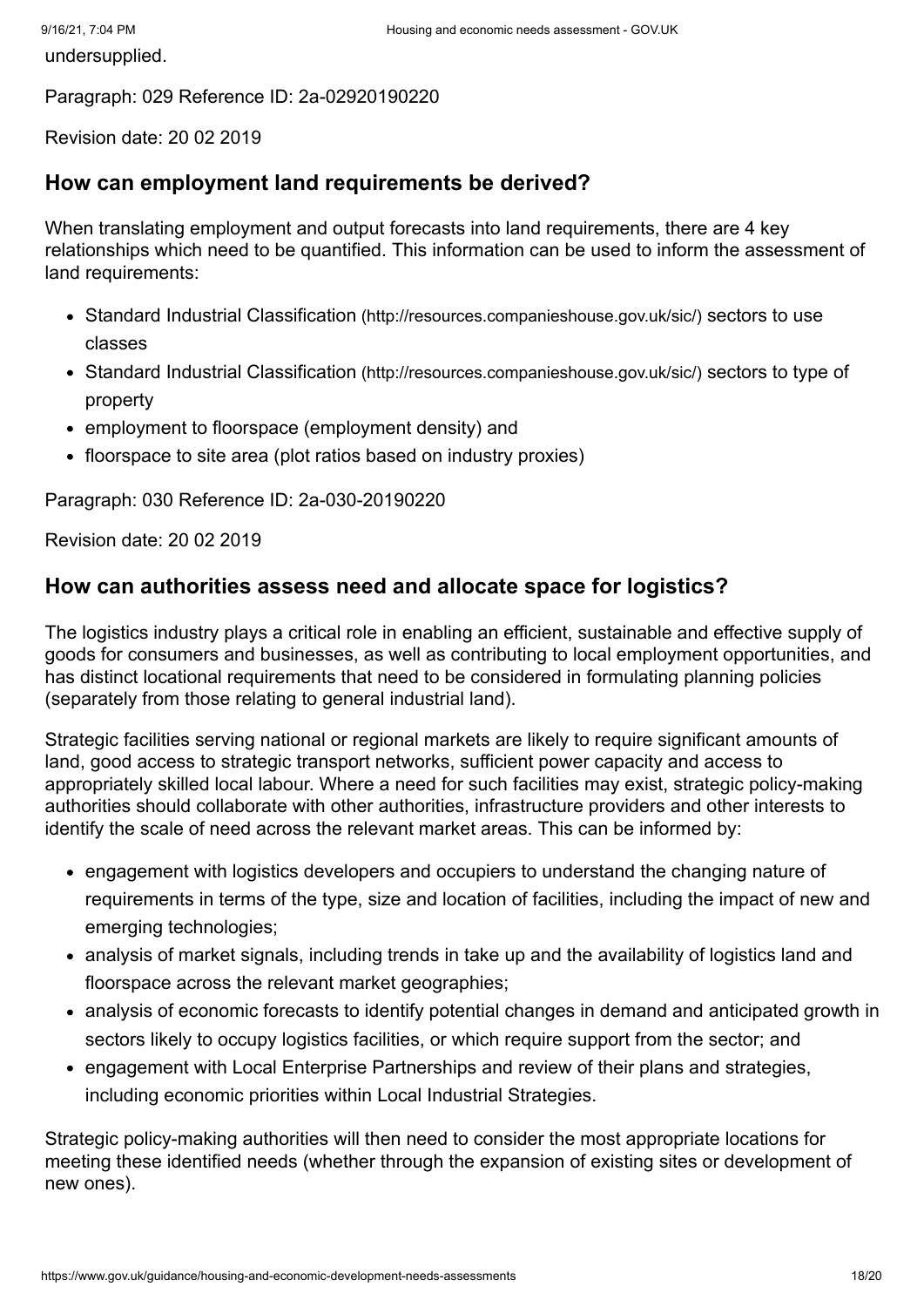undersupplied.

Paragraph: 029 Reference ID: 2a-02920190220

Revision date: 20 02 2019

## How can employment land requirements be derived?

When translating employment and output forecasts into land requirements, there are 4 key relationships which need to be quantified. This information can be used to inform the assessment of land requirements:

- Standard Industrial Classification (http://resources.companieshouse.gov.uk/sic/) sectors to use classes
- Standard Industrial Classification (http://resources.companieshouse.gov.uk/sic/) sectors to type of property
- employment to floorspace (employment density) and
- floorspace to site area (plot ratios based on industry proxies)

Paragraph: 030 Reference ID: 2a-030-20190220

Revision date: 20 02 2019

## How can authorities assess need and allocate space for logistics?

The logistics industry plays a critical role in enabling an efficient, sustainable and effective supply of goods for consumers and businesses, as well as contributing to local employment opportunities, and has distinct locational requirements that need to be considered in formulating planning policies (separately from those relating to general industrial land).

Strategic facilities serving national or regional markets are likely to require significant amounts of land, good access to strategic transport networks, sufficient power capacity and access to appropriately skilled local labour. Where a need for such facilities may exist, strategic policy-making authorities should collaborate with other authorities, infrastructure providers and other interests to identify the scale of need across the relevant market areas. This can be informed by:

- engagement with logistics developers and occupiers to understand the changing nature of requirements in terms of the type, size and location of facilities, including the impact of new and emerging technologies;
- analysis of market signals, including trends in take up and the availability of logistics land and floorspace across the relevant market geographies;
- analysis of economic forecasts to identify potential changes in demand and anticipated growth in sectors likely to occupy logistics facilities, or which require support from the sector; and
- engagement with Local Enterprise Partnerships and review of their plans and strategies, including economic priorities within Local Industrial Strategies.

Strategic policy-making authorities will then need to consider the most appropriate locations for meeting these identified needs (whether through the expansion of existing sites or development of new ones).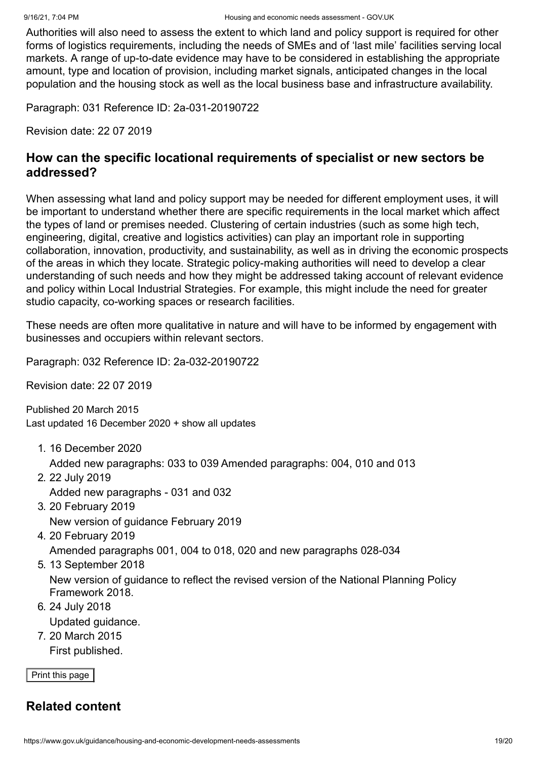Authorities will also need to assess the extent to which land and policy support is required for other forms of logistics requirements, including the needs of SMEs and of 'last mile' facilities serving local markets. A range of up-to-date evidence may have to be considered in establishing the appropriate amount, type and location of provision, including market signals, anticipated changes in the local population and the housing stock as well as the local business base and infrastructure availability.

Paragraph: 031 Reference ID: 2a-031-20190722

Revision date: 22 07 2019

## How can the specific locational requirements of specialist or new sectors be addressed?

When assessing what land and policy support may be needed for different employment uses, it will be important to understand whether there are specific requirements in the local market which affect the types of land or premises needed. Clustering of certain industries (such as some high tech, engineering, digital, creative and logistics activities) can play an important role in supporting collaboration, innovation, productivity, and sustainability, as well as in driving the economic prospects of the areas in which they locate. Strategic policy-making authorities will need to develop a clear understanding of such needs and how they might be addressed taking account of relevant evidence and policy within Local Industrial Strategies. For example, this might include the need for greater studio capacity, co-working spaces or research facilities.

These needs are often more qualitative in nature and will have to be informed by engagement with businesses and occupiers within relevant sectors.

Paragraph: 032 Reference ID: 2a-032-20190722

Revision date: 22 07 2019

Published 20 March 2015
Last updated 16 December 2020 + show all updates

1. 16 December 2020
   Added new paragraphs: 033 to 039 Amended paragraphs: 004, 010 and 013
2. 22 July 2019
   Added new paragraphs - 031 and 032
3. 20 February 2019
   New version of guidance February 2019
4. 20 February 2019
   Amended paragraphs 001, 004 to 018, 020 and new paragraphs 028-034
5. 13 September 2018
   New version of guidance to reflect the revised version of the National Planning Policy Framework 2018.
6. 24 July 2018
   Updated guidance.
7. 20 March 2015
   First published.

Print this page

## Related content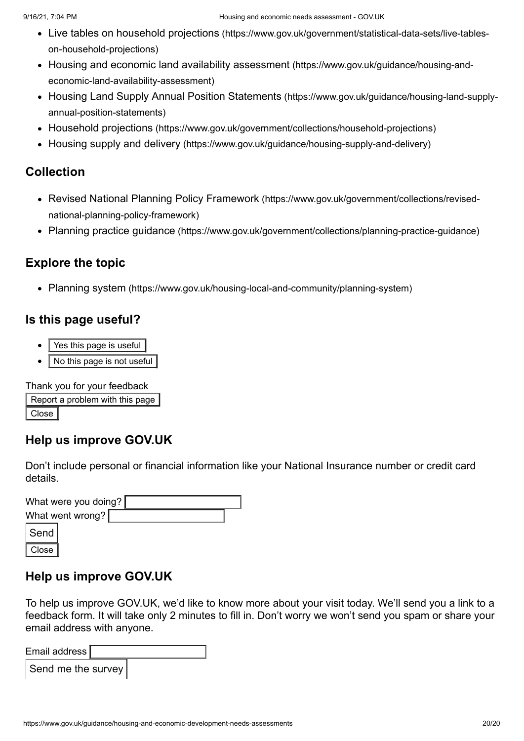- Live tables on household projections (https://www.gov.uk/government/statistical-data-sets/live-tables-on-household-projections)
- Housing and economic land availability assessment (https://www.gov.uk/guidance/housing-and-economic-land-availability-assessment)
- Housing Land Supply Annual Position Statements (https://www.gov.uk/guidance/housing-land-supply-annual-position-statements)
- Household projections (https://www.gov.uk/government/collections/household-projections)
- Housing supply and delivery (https://www.gov.uk/guidance/housing-supply-and-delivery)

## Collection

- Revised National Planning Policy Framework (https://www.gov.uk/government/collections/revised-national-planning-policy-framework)
- Planning practice guidance (https://www.gov.uk/government/collections/planning-practice-guidance)

## Explore the topic

- Planning system (https://www.gov.uk/housing-local-and-community/planning-system)

## Is this page useful?

- Yes this page is useful
- No this page is not useful

Thank you for your feedback

Report a problem with this page

Close

## Help us improve GOV.UK

Don't include personal or financial information like your National Insurance number or credit card details.

What were you doing?

What went wrong?

Send

Close

## Help us improve GOV.UK

To help us improve GOV.UK, we'd like to know more about your visit today. We'll send you a link to a feedback form. It will take only 2 minutes to fill in. Don't worry we won't send you spam or share your email address with anyone.

Email address

Send me the survey